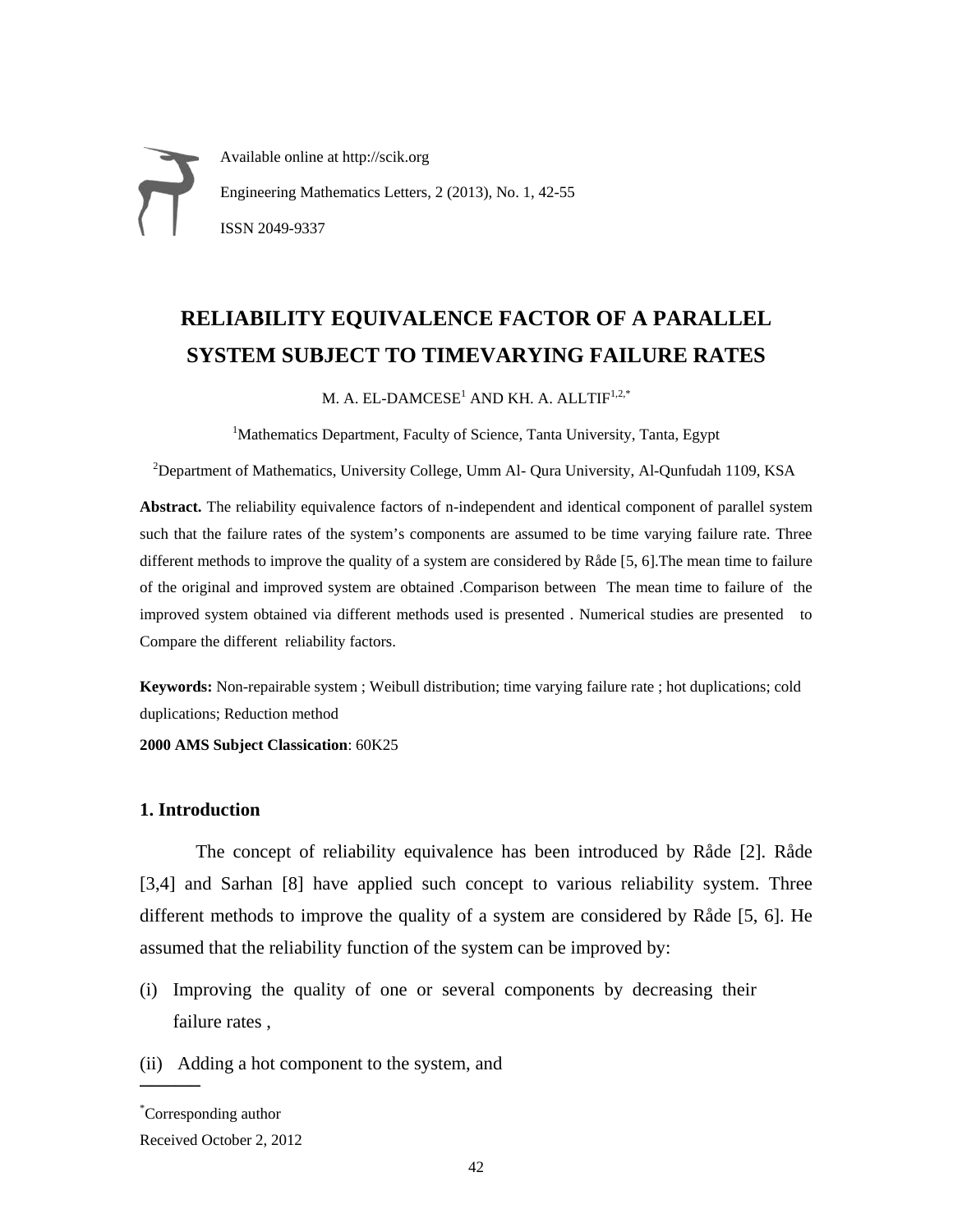Available online at http://scik.org

Engineering Mathematics Letters, 2 (2013), No. 1, 42-55

ISSN 2049-9337

# RELIABILITY EQUIVALENCE FACTOR OF A PARALLEL SYSTEM SUBJECT TO TIMEVARYING FAILURE RATES

M. A. EL-DAMCESE[1] AND KH. A. ALLTIF[1,2,*]

[1]Mathematics Department, Faculty of Science, Tanta University, Tanta, Egypt

[2]Department of Mathematics, University College, Umm Al- Qura University, Al-Qunfudah 1109, KSA

**Abstract.** The reliability equivalence factors of n-independent and identical component of parallel system such that the failure rates of the system's components are assumed to be time varying failure rate. Three different methods to improve the quality of a system are considered by Råde [5, 6].The mean time to failure of the original and improved system are obtained .Comparison between The mean time to failure of the improved system obtained via different methods used is presented . Numerical studies are presented to Compare the different reliability factors.

**Keywords:** Non-repairable system ; Weibull distribution; time varying failure rate ; hot duplications; cold duplications; Reduction method

**2000 AMS Subject Classication**: 60K25

## 1. Introduction

The concept of reliability equivalence has been introduced by Råde [2]. Råde [3,4] and Sarhan [8] have applied such concept to various reliability system. Three different methods to improve the quality of a system are considered by Råde [5, 6]. He assumed that the reliability function of the system can be improved by:

(i) Improving the quality of one or several components by decreasing their failure rates ,

(ii) Adding a hot component to the system, and

---

*Corresponding author

Received October 2, 2012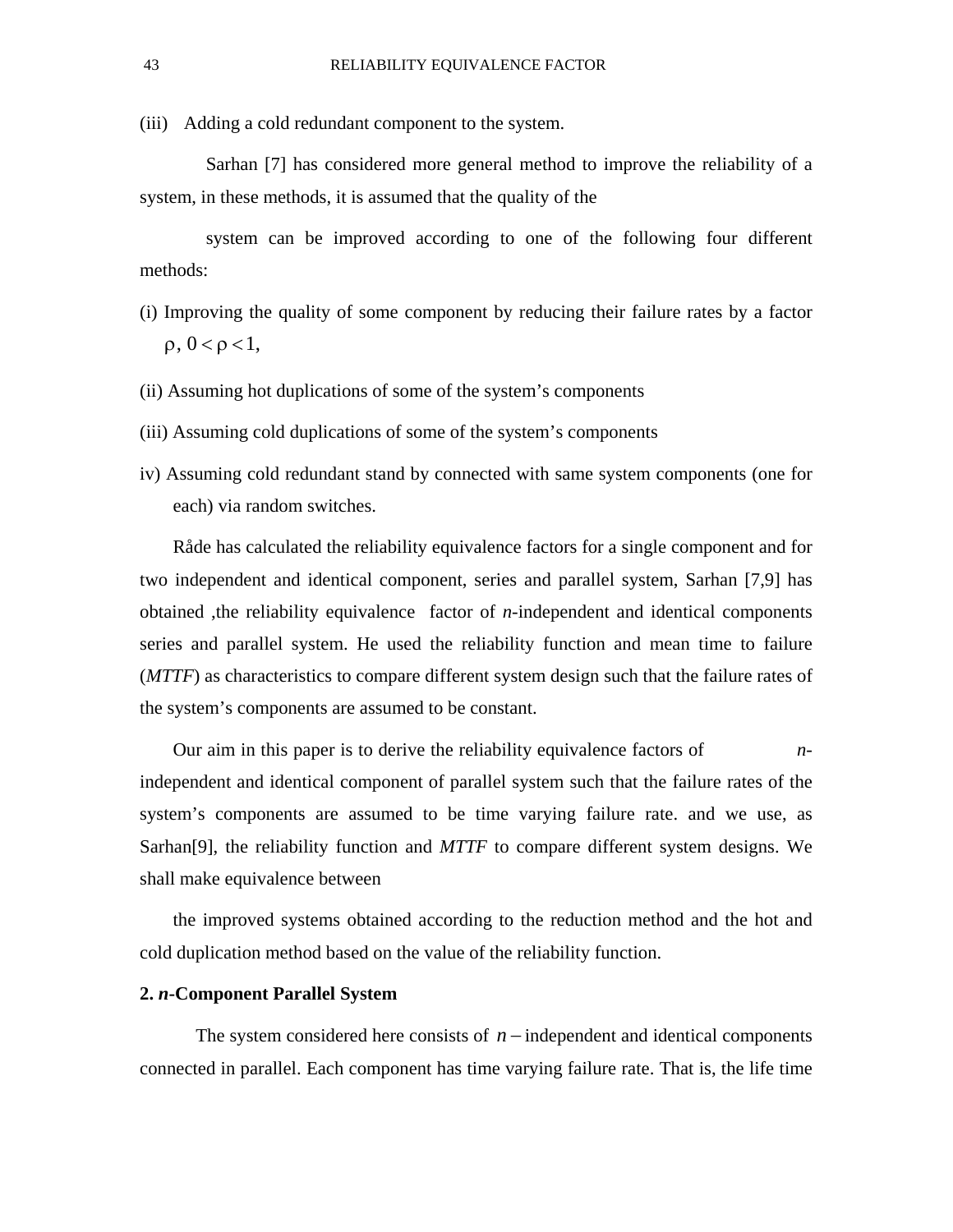(iii) Adding a cold redundant component to the system.

Sarhan [7] has considered more general method to improve the reliability of a system, in these methods, it is assumed that the quality of the

system can be improved according to one of the following four different methods:

(i) Improving the quality of some component by reducing their failure rates by a factor $\rho$, $0 < \rho < 1$,

(ii) Assuming hot duplications of some of the system's components

(iii) Assuming cold duplications of some of the system's components

iv) Assuming cold redundant stand by connected with same system components (one for each) via random switches.

Råde has calculated the reliability equivalence factors for a single component and for two independent and identical component, series and parallel system, Sarhan [7,9] has obtained ,the reliability equivalence factor of *n*-independent and identical components series and parallel system. He used the reliability function and mean time to failure (*MTTF*) as characteristics to compare different system design such that the failure rates of the system's components are assumed to be constant.

Our aim in this paper is to derive the reliability equivalence factors of *n*-independent and identical component of parallel system such that the failure rates of the system's components are assumed to be time varying failure rate. and we use, as Sarhan[9], the reliability function and *MTTF* to compare different system designs. We shall make equivalence between

the improved systems obtained according to the reduction method and the hot and cold duplication method based on the value of the reliability function.

## 2. *n*-Component Parallel System

The system considered here consists of $n-$independent and identical components connected in parallel. Each component has time varying failure rate. That is, the life time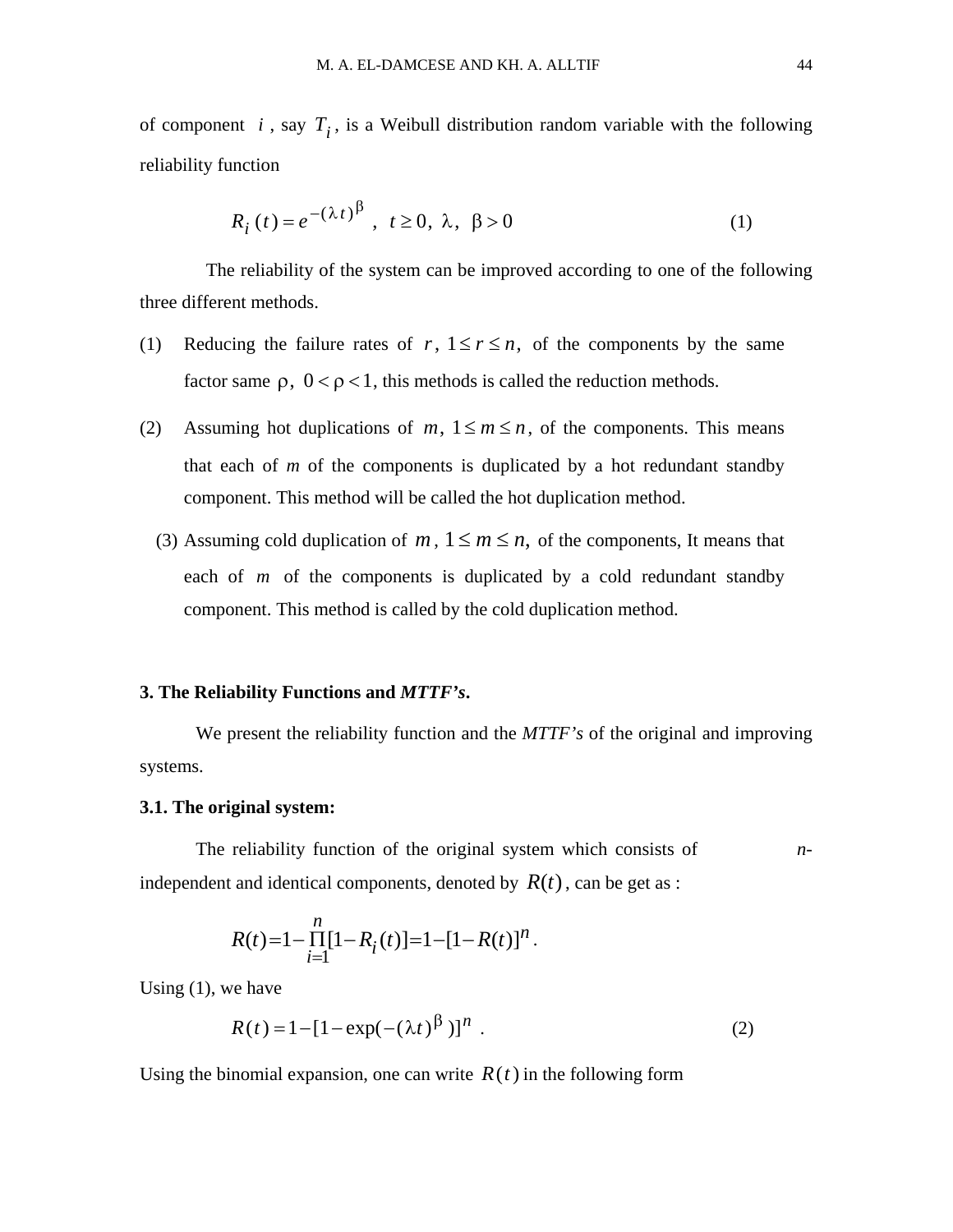of component $i$, say $T_i$, is a Weibull distribution random variable with the following reliability function

$$R_i(t) = e^{-(\lambda t)^{\beta}} \ , \ t \geq 0, \ \lambda, \ \beta > 0 \tag{1}$$

The reliability of the system can be improved according to one of the following three different methods.

(1) Reducing the failure rates of $r$, $1 \leq r \leq n$, of the components by the same factor same $\rho$, $0 < \rho < 1$, this methods is called the reduction methods.

(2) Assuming hot duplications of $m$, $1 \leq m \leq n$, of the components. This means that each of *m* of the components is duplicated by a hot redundant standby component. This method will be called the hot duplication method.

(3) Assuming cold duplication of $m$, $1 \leq m \leq n$, of the components, It means that each of $m$ of the components is duplicated by a cold redundant standby component. This method is called by the cold duplication method.

## 3. The Reliability Functions and *MTTF's*.

We present the reliability function and the *MTTF's* of the original and improving systems.

### 3.1. The original system:

The reliability function of the original system which consists of *n*-independent and identical components, denoted by $R(t)$, can be get as :

$$R(t) = 1 - \prod_{i=1}^{n} [1 - R_i(t)] = 1 - [1 - R(t)]^n .$$

Using (1), we have

$$R(t) = 1 - [1 - \exp(-(\lambda t)^{\beta})]^n \ . \tag{2}$$

Using the binomial expansion, one can write $R(t)$ in the following form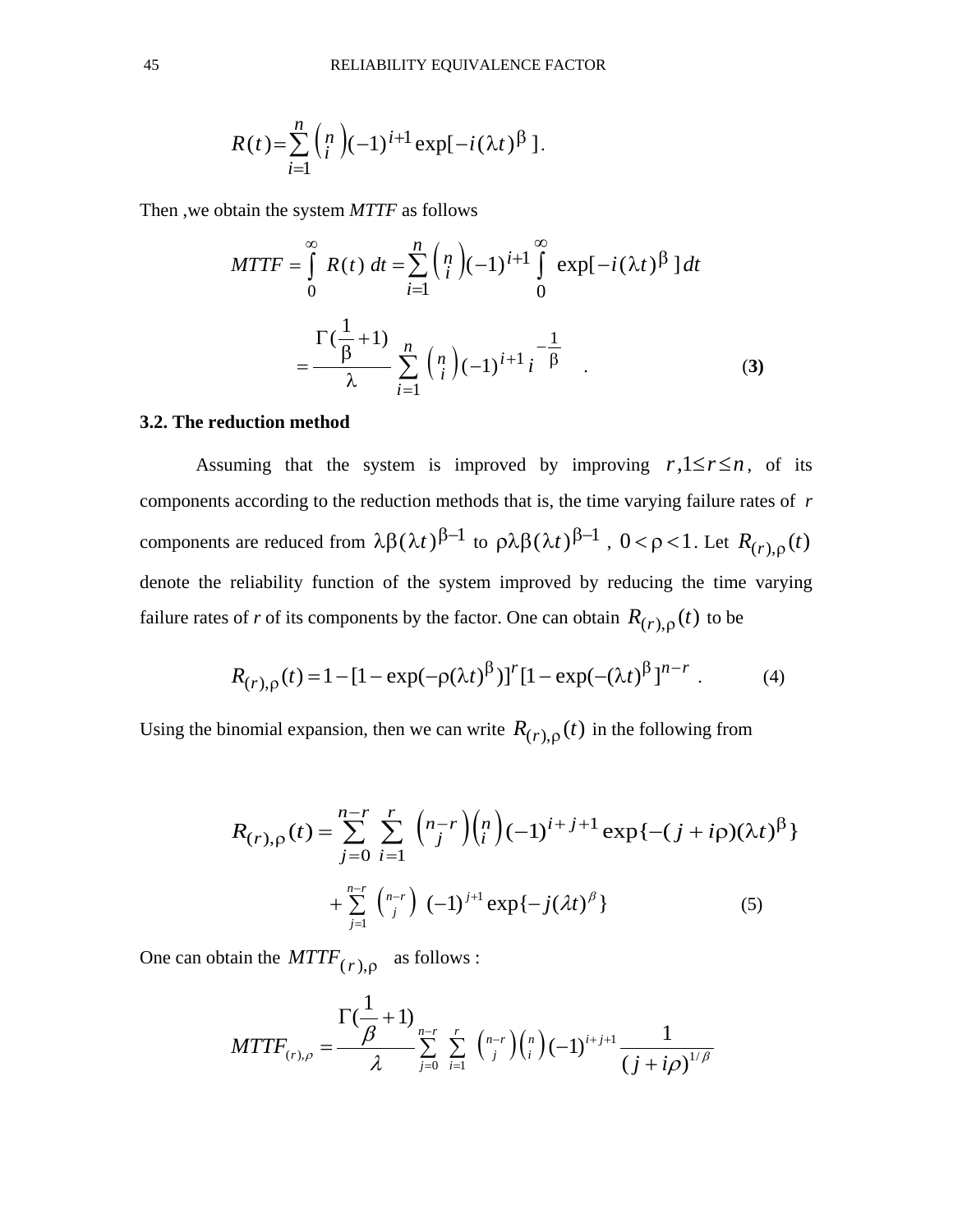$$R(t)=\sum_{i=1}^{n}\binom{n}{i}(-1)^{i+1}\exp[-i(\lambda t)^{\beta}].$$

Then ,we obtain the system *MTTF* as follows

$$MTTF=\int_{0}^{\infty}R(t)\,dt=\sum_{i=1}^{n}\binom{n}{i}(-1)^{i+1}\int_{0}^{\infty}\exp[-i(\lambda t)^{\beta}]\,dt$$

$$=\frac{\Gamma(\frac{1}{\beta}+1)}{\lambda}\sum_{i=1}^{n}\binom{n}{i}(-1)^{i+1}i^{-\frac{1}{\beta}} \quad . \qquad \textbf{(3)}$$

**3.2. The reduction method**

Assuming that the system is improved by improving $r, 1\le r\le n$, of its components according to the reduction methods that is, the time varying failure rates of $r$ components are reduced from $\lambda\beta(\lambda t)^{\beta-1}$ to $\rho\lambda\beta(\lambda t)^{\beta-1}$ , $0<\rho<1$. Let $R_{(r),\rho}(t)$ denote the reliability function of the system improved by reducing the time varying failure rates of *r* of its components by the factor. One can obtain $R_{(r),\rho}(t)$ to be

$$R_{(r),\rho}(t)=1-[1-\exp(-\rho(\lambda t)^{\beta})]^{r}[1-\exp(-(\lambda t)^{\beta}]^{n-r} \quad . \qquad (4)$$

Using the binomial expansion, then we can write $R_{(r),\rho}(t)$ in the following from

$$R_{(r),\rho}(t)=\sum_{j=0}^{n-r}\sum_{i=1}^{r}\binom{n-r}{j}\binom{n}{i}(-1)^{i+j+1}\exp\{-(j+i\rho)(\lambda t)^{\beta}\}$$

$$+\sum_{j=1}^{n-r}\binom{n-r}{j}(-1)^{j+1}\exp\{-j(\lambda t)^{\beta}\} \qquad (5)$$

One can obtain the $MTTF_{(r),\rho}$ as follows :

$$MTTF_{(r),\rho}=\frac{\Gamma(\frac{1}{\beta}+1)}{\lambda}\sum_{j=0}^{n-r}\sum_{i=1}^{r}\binom{n-r}{j}\binom{n}{i}(-1)^{i+j+1}\frac{1}{(j+i\rho)^{1/\beta}}$$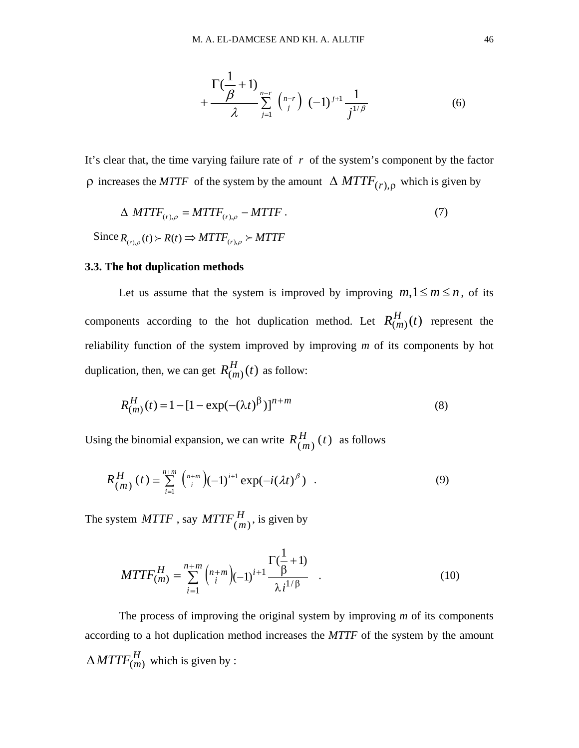$$+\frac{\Gamma(\frac{1}{\beta}+1)}{\lambda}\sum_{j=1}^{n-r}\binom{n-r}{j}(-1)^{j+1}\frac{1}{j^{1/\beta}} \tag{6}$$

It's clear that, the time varying failure rate of $r$ of the system's component by the factor $\rho$ increases the *MTTF* of the system by the amount $\Delta\, MTTF_{(r),\rho}$ which is given by

$$\Delta\, MTTF_{(r),\rho} = MTTF_{(r),\rho} - MTTF\,. \tag{7}$$

Since $R_{(r),\rho}(t) \succ R(t) \Rightarrow MTTF_{(r),\rho} \succ MTTF$

**3.3. The hot duplication methods**

Let us assume that the system is improved by improving $m, 1 \le m \le n$, of its components according to the hot duplication method. Let $R^{H}_{(m)}(t)$ represent the reliability function of the system improved by improving *m* of its components by hot duplication, then, we can get $R^{H}_{(m)}(t)$ as follow:

$$R^{H}_{(m)}(t) = 1 - [1 - \exp(-(\lambda t)^{\beta})]^{n+m} \tag{8}$$

Using the binomial expansion, we can write $R^{H}_{(m)}(t)$ as follows

$$R^{H}_{(m)}(t) = \sum_{i=1}^{n+m}\binom{n+m}{i}(-1)^{i+1}\exp(-i(\lambda t)^{\beta}) \quad . \tag{9}$$

The system $MTTF$, say $MTTF^{H}_{(m)}$, is given by

$$MTTF^{H}_{(m)} = \sum_{i=1}^{n+m}\binom{n+m}{i}(-1)^{i+1}\frac{\Gamma(\frac{1}{\beta}+1)}{\lambda\, i^{1/\beta}} \quad . \tag{10}$$

The process of improving the original system by improving *m* of its components according to a hot duplication method increases the *MTTF* of the system by the amount $\Delta MTTF^{H}_{(m)}$ which is given by :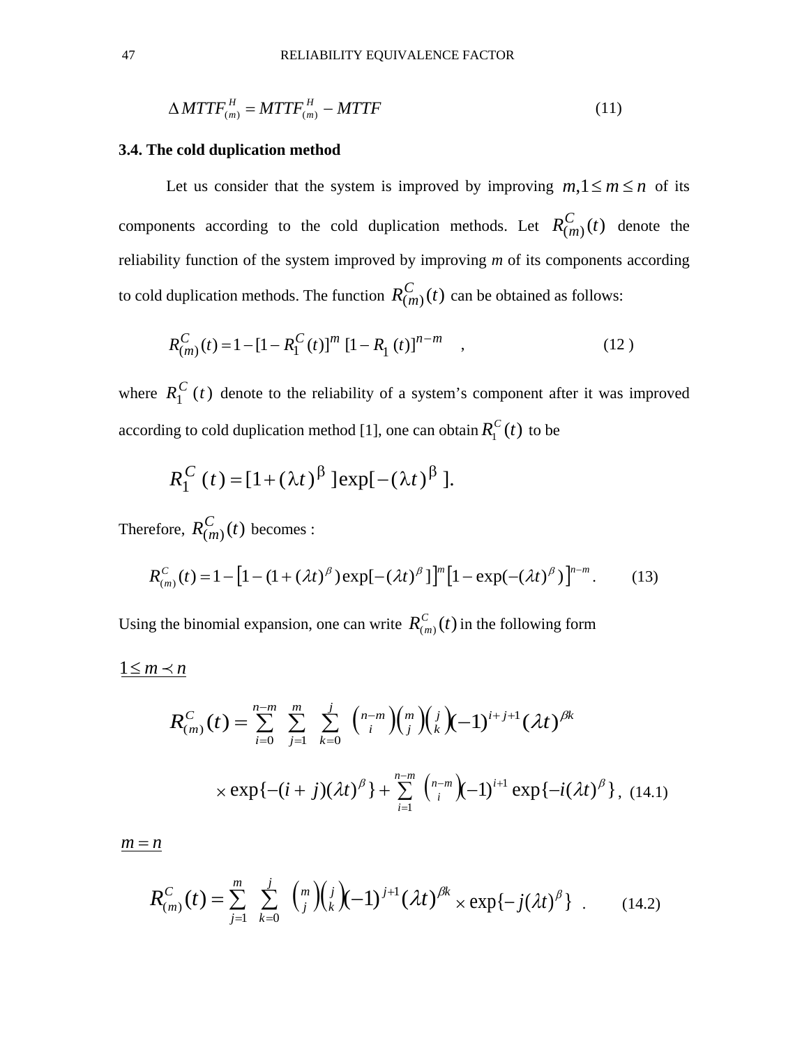$$\Delta MTTF_{(m)}^{H} = MTTF_{(m)}^{H} - MTTF \tag{11}$$

### 3.4. The cold duplication method

Let us consider that the system is improved by improving $m, 1 \le m \le n$ of its components according to the cold duplication methods. Let $R_{(m)}^{C}(t)$ denote the reliability function of the system improved by improving *m* of its components according to cold duplication methods. The function $R_{(m)}^{C}(t)$ can be obtained as follows:

$$R_{(m)}^{C}(t) = 1 - [1 - R_1^{C}(t)]^m \, [1 - R_1(t)]^{n-m} \quad , \tag{12}$$

where $R_1^{C}(t)$ denote to the reliability of a system's component after it was improved according to cold duplication method [1], one can obtain $R_1^{C}(t)$ to be

$$R_1^{C}(t) = [1 + (\lambda t)^{\beta}]\exp[-(\lambda t)^{\beta}].$$

Therefore, $R_{(m)}^{C}(t)$ becomes :

$$R_{(m)}^{C}(t) = 1 - \left[1 - (1 + (\lambda t)^{\beta})\exp[-(\lambda t)^{\beta}]\right]^m \left[1 - \exp(-(\lambda t)^{\beta})\right]^{n-m}. \tag{13}$$

Using the binomial expansion, one can write $R_{(m)}^{C}(t)$ in the following form

<u>$1 \le m \prec n$</u>

$$R_{(m)}^{C}(t) = \sum_{i=0}^{n-m} \sum_{j=1}^{m} \sum_{k=0}^{j} \binom{n-m}{i}\binom{m}{j}\binom{j}{k}(-1)^{i+j+1}(\lambda t)^{\beta k}$$

$$\times \exp\{-(i+j)(\lambda t)^{\beta}\} + \sum_{i=1}^{n-m} \binom{n-m}{i}(-1)^{i+1} \exp\{-i(\lambda t)^{\beta}\}, \tag{14.1}$$

<u>$m = n$</u>

$$R_{(m)}^{C}(t) = \sum_{j=1}^{m} \sum_{k=0}^{j} \binom{m}{j}\binom{j}{k}(-1)^{j+1}(\lambda t)^{\beta k} \times \exp\{-j(\lambda t)^{\beta}\} \ . \tag{14.2}$$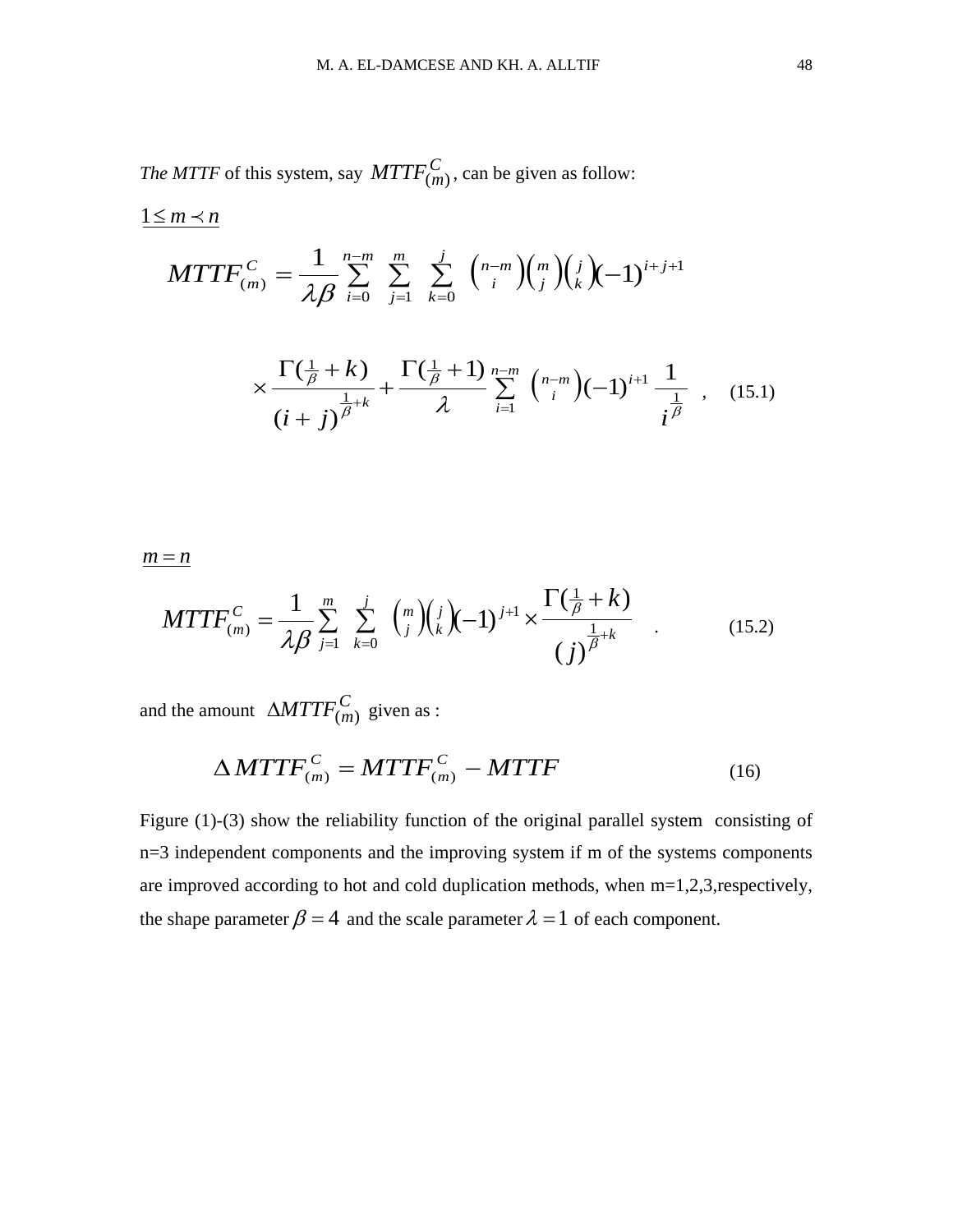*The MTTF* of this system, say $MTTF_{(m)}^{C}$, can be given as follow:

$1 \leq m \prec n$

$$MTTF_{(m)}^{C} = \frac{1}{\lambda\beta} \sum_{i=0}^{n-m} \sum_{j=1}^{m} \sum_{k=0}^{j} \binom{n-m}{i}\binom{m}{j}\binom{j}{k}(-1)^{i+j+1}$$

$$\times \frac{\Gamma(\frac{1}{\beta}+k)}{(i+j)^{\frac{1}{\beta}+k}} + \frac{\Gamma(\frac{1}{\beta}+1)}{\lambda} \sum_{i=1}^{n-m} \binom{n-m}{i}(-1)^{i+1} \frac{1}{i^{\frac{1}{\beta}}} \quad , \quad (15.1)$$

$m = n$

$$MTTF_{(m)}^{C} = \frac{1}{\lambda\beta} \sum_{j=1}^{m} \sum_{k=0}^{j} \binom{m}{j}\binom{j}{k}(-1)^{j+1} \times \frac{\Gamma(\frac{1}{\beta}+k)}{(j)^{\frac{1}{\beta}+k}} \quad . \qquad (15.2)$$

and the amount $\Delta MTTF_{(m)}^{C}$ given as :

$$\Delta MTTF_{(m)}^{C} = MTTF_{(m)}^{C} - MTTF \qquad (16)$$

Figure (1)-(3) show the reliability function of the original parallel system consisting of n=3 independent components and the improving system if m of the systems components are improved according to hot and cold duplication methods, when m=1,2,3,respectively, the shape parameter $\beta = 4$ and the scale parameter $\lambda = 1$ of each component.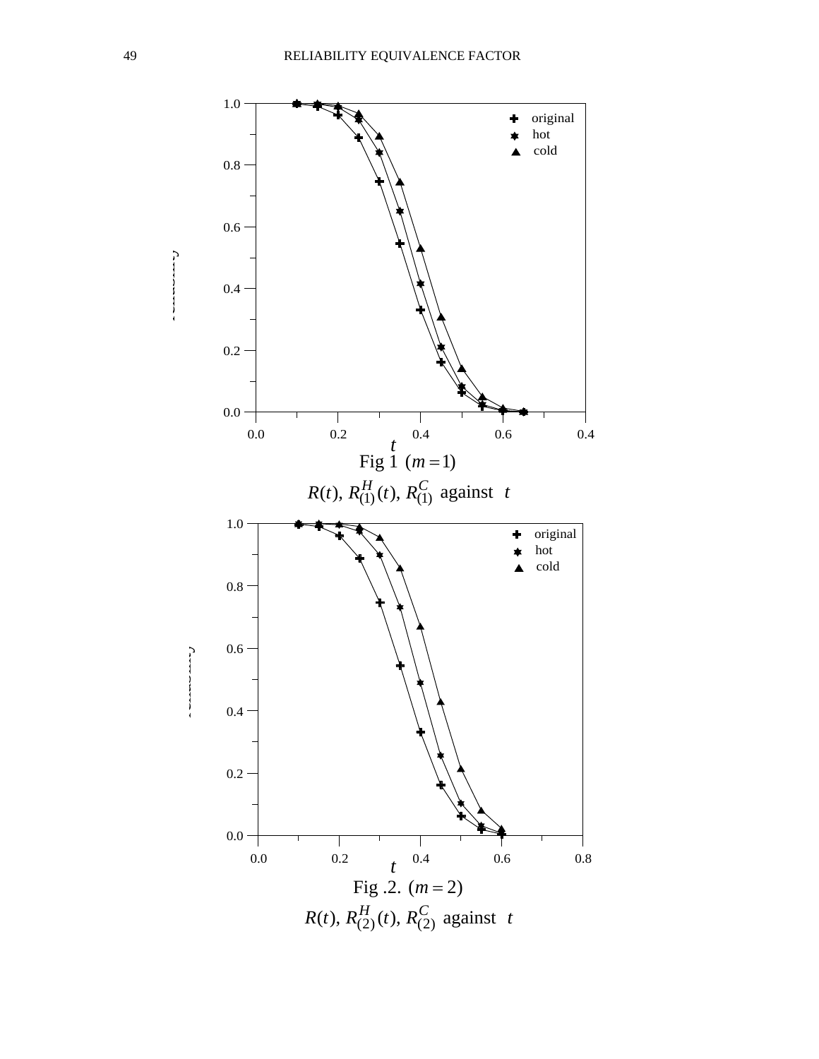Fig 1 $(m = 1)$

$R(t)$, $R_{(1)}^{H}(t)$, $R_{(1)}^{C}$ against $t$

Fig .2. $(m = 2)$

$R(t)$, $R_{(2)}^{H}(t)$, $R_{(2)}^{C}$ against $t$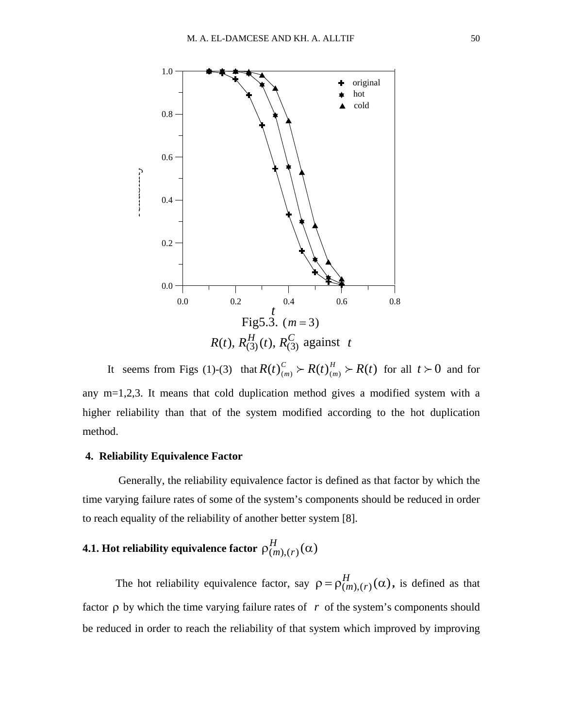Fig5.3. $(m = 3)$

$R(t),\, R^{H}_{(3)}(t),\, R^{C}_{(3)}$ against $t$

It seems from Figs (1)-(3) that $R(t)^{C}_{(m)} \succ R(t)^{H}_{(m)} \succ R(t)$ for all $t \succ 0$ and for any m=1,2,3. It means that cold duplication method gives a modified system with a higher reliability than that of the system modified according to the hot duplication method.

## 4. Reliability Equivalence Factor

Generally, the reliability equivalence factor is defined as that factor by which the time varying failure rates of some of the system's components should be reduced in order to reach equality of the reliability of another better system [8].

### 4.1. Hot reliability equivalence factor $\rho^{H}_{(m),(r)}(\alpha)$

The hot reliability equivalence factor, say $\rho = \rho^{H}_{(m),(r)}(\alpha)$, is defined as that factor $\rho$ by which the time varying failure rates of $r$ of the system's components should be reduced in order to reach the reliability of that system which improved by improving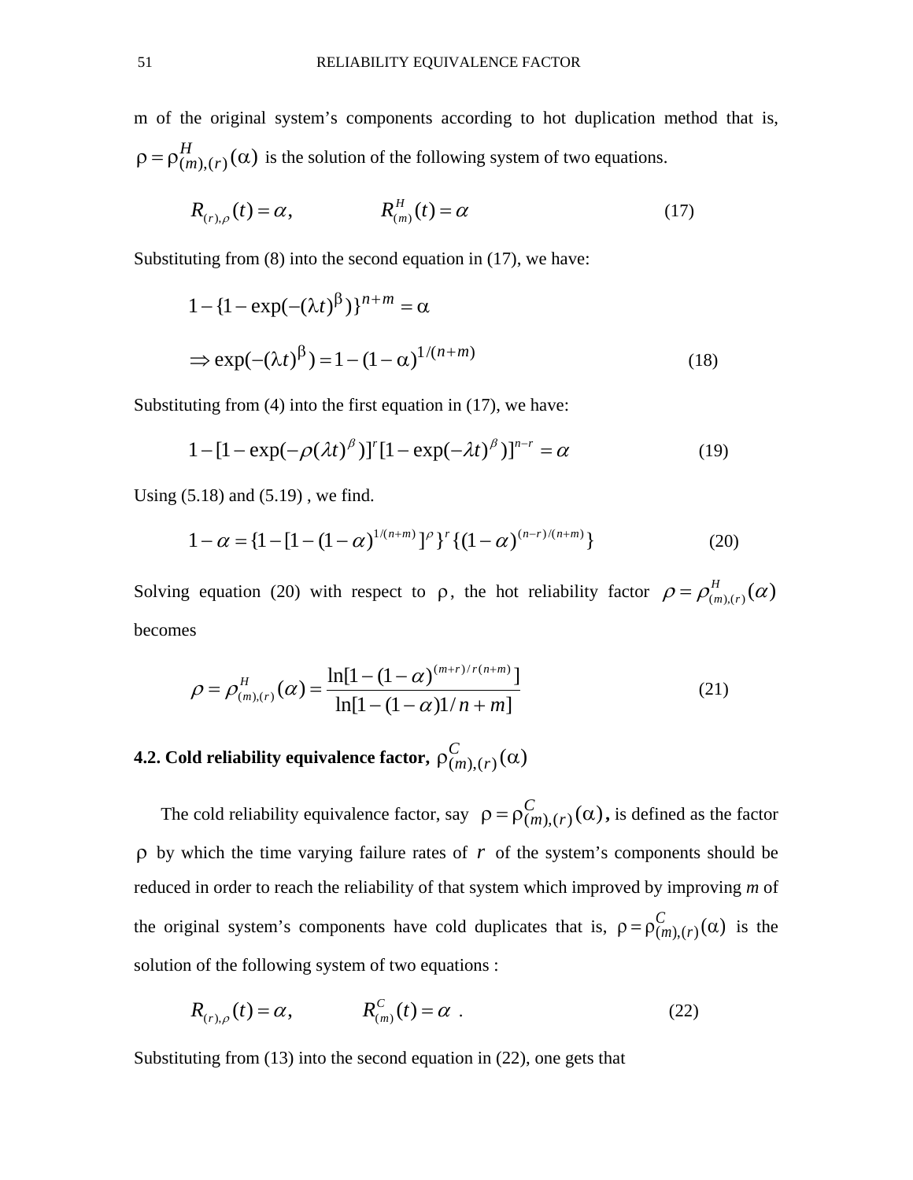m of the original system's components according to hot duplication method that is, $\rho = \rho^{H}_{(m),(r)}(\alpha)$ is the solution of the following system of two equations.

$$R_{(r),\rho}(t) = \alpha, \qquad R^{H}_{(m)}(t) = \alpha \tag{17}$$

Substituting from (8) into the second equation in (17), we have:

$$1 - \{1 - \exp(-(\lambda t)^{\beta})\}^{n+m} = \alpha$$

$$\Rightarrow \exp(-(\lambda t)^{\beta}) = 1 - (1-\alpha)^{1/(n+m)} \tag{18}$$

Substituting from (4) into the first equation in (17), we have:

$$1 - [1 - \exp(-\rho(\lambda t)^{\beta})]^{r}[1 - \exp(-\lambda t)^{\beta})]^{n-r} = \alpha \tag{19}$$

Using (5.18) and (5.19) , we find.

$$1 - \alpha = \{1 - [1 - (1-\alpha)^{1/(n+m)}]^{\rho}\}^{r}\{(1-\alpha)^{(n-r)/(n+m)}\} \tag{20}$$

Solving equation (20) with respect to $\rho$, the hot reliability factor $\rho = \rho^{H}_{(m),(r)}(\alpha)$ becomes

$$\rho = \rho^{H}_{(m),(r)}(\alpha) = \frac{\ln[1 - (1-\alpha)^{(m+r)/r(n+m)}]}{\ln[1 - (1-\alpha)1/n + m]} \tag{21}$$

**4.2. Cold reliability equivalence factor, $\rho^{C}_{(m),(r)}(\alpha)$**

The cold reliability equivalence factor, say $\rho = \rho^{C}_{(m),(r)}(\alpha)$**,** is defined as the factor $\rho$ by which the time varying failure rates of $r$ of the system's components should be reduced in order to reach the reliability of that system which improved by improving *m* of the original system's components have cold duplicates that is, $\rho = \rho^{C}_{(m),(r)}(\alpha)$ is the solution of the following system of two equations :

$$R_{(r),\rho}(t) = \alpha, \qquad R^{C}_{(m)}(t) = \alpha \ . \tag{22}$$

Substituting from (13) into the second equation in (22), one gets that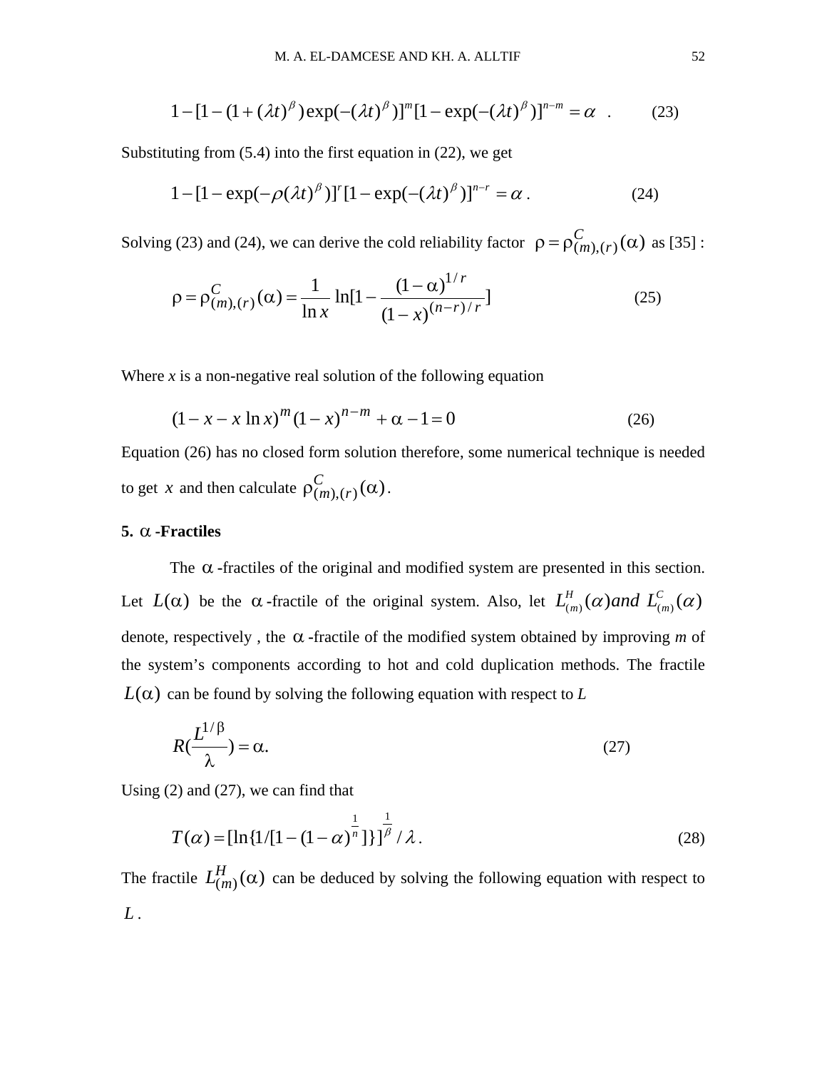$$1-[1-(1+(\lambda t)^{\beta})\exp(-(\lambda t)^{\beta})]^{m}[1-\exp(-(\lambda t)^{\beta})]^{n-m}=\alpha \quad . \tag{23}$$

Substituting from (5.4) into the first equation in (22), we get

$$1-[1-\exp(-\rho(\lambda t)^{\beta})]^{r}[1-\exp(-(\lambda t)^{\beta})]^{n-r}=\alpha \, . \tag{24}$$

Solving (23) and (24), we can derive the cold reliability factor $\rho=\rho_{(m),(r)}^{C}(\alpha)$ as [35] :

$$\rho=\rho_{(m),(r)}^{C}(\alpha)=\frac{1}{\ln x}\ln[1-\frac{(1-\alpha)^{1/r}}{(1-x)^{(n-r)/r}}] \tag{25}$$

Where $x$ is a non-negative real solution of the following equation

$$(1-x-x\ln x)^{m}(1-x)^{n-m}+\alpha-1=0 \tag{26}$$

Equation (26) has no closed form solution therefore, some numerical technique is needed to get $x$ and then calculate $\rho_{(m),(r)}^{C}(\alpha)$.

**5. $\alpha$ -Fractiles**

The $\alpha$ -fractiles of the original and modified system are presented in this section. Let $L(\alpha)$ be the $\alpha$ -fractile of the original system. Also, let $L_{(m)}^{H}(\alpha) \, and \, L_{(m)}^{C}(\alpha)$ denote, respectively , the $\alpha$ -fractile of the modified system obtained by improving *m* of the system's components according to hot and cold duplication methods. The fractile $L(\alpha)$ can be found by solving the following equation with respect to *L*

$$R(\frac{L^{1/\beta}}{\lambda})=\alpha. \tag{27}$$

Using (2) and (27), we can find that

$$T(\alpha)=[\ln\{1/[1-(1-\alpha)^{\frac{1}{n}}]\}]^{\frac{1}{\beta}}/\lambda \, . \tag{28}$$

The fractile $L_{(m)}^{H}(\alpha)$ can be deduced by solving the following equation with respect to $L$ .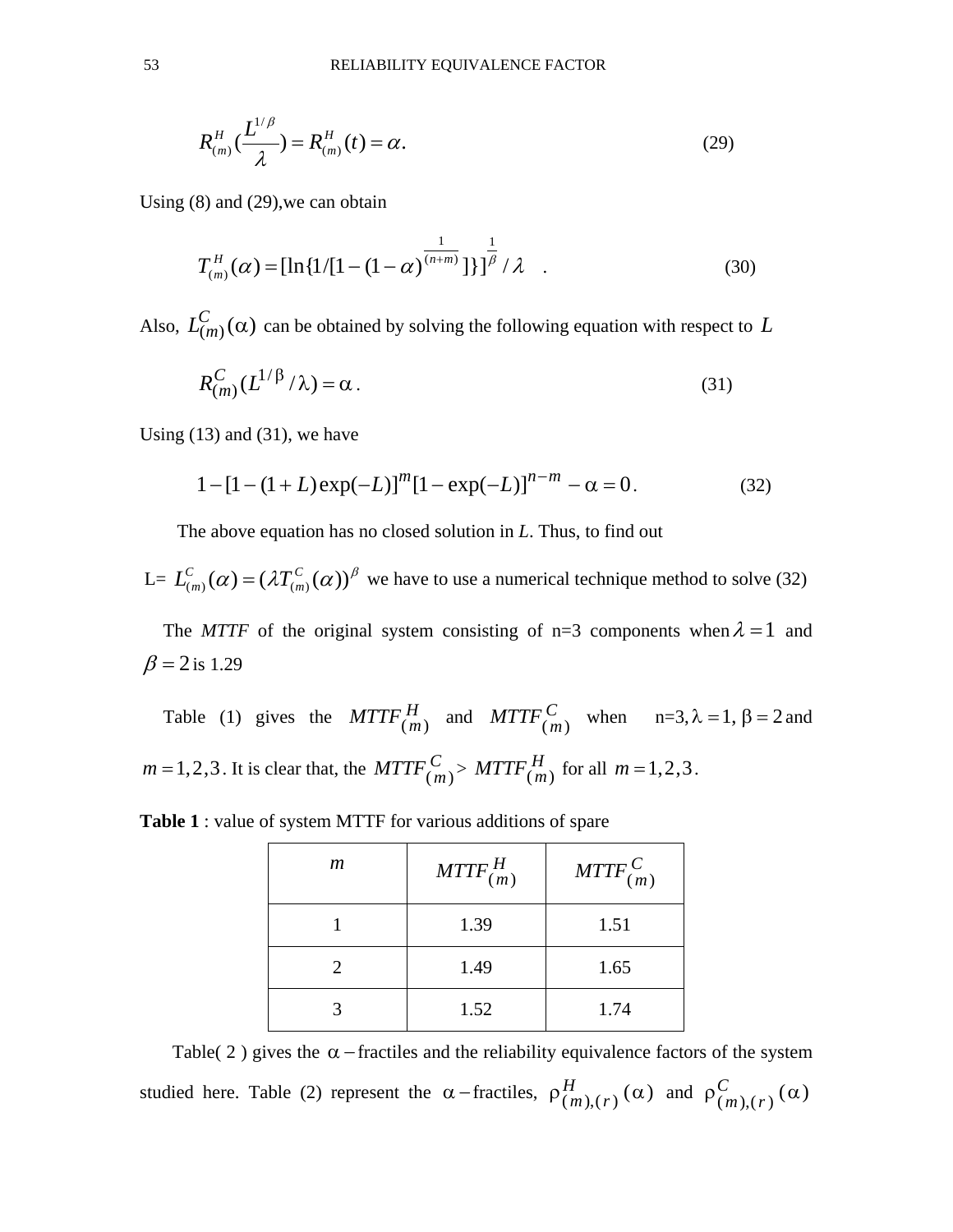$$R^{H}_{(m)}\left(\frac{L^{1/\beta}}{\lambda}\right) = R^{H}_{(m)}(t) = \alpha. \tag{29}$$

Using (8) and (29),we can obtain

$$T^{H}_{(m)}(\alpha) = [\ln\{1/[1-(1-\alpha)^{\frac{1}{(n+m)}}]\}]^{\frac{1}{\beta}} / \lambda \quad . \tag{30}$$

Also, $L^{C}_{(m)}(\alpha)$ can be obtained by solving the following equation with respect to $L$

$$R^{C}_{(m)}(L^{1/\beta}/\lambda) = \alpha \,. \tag{31}$$

Using (13) and (31), we have

$$1-[1-(1+L)\exp(-L)]^{m}[1-\exp(-L)]^{n-m} - \alpha = 0 \,. \tag{32}$$

The above equation has no closed solution in *L*. Thus, to find out

L= $L^{C}_{(m)}(\alpha) = (\lambda T^{C}_{(m)}(\alpha))^{\beta}$ we have to use a numerical technique method to solve (32)

The *MTTF* of the original system consisting of n=3 components when $\lambda = 1$ and $\beta = 2$ is 1.29

Table (1) gives the $MTTF^{H}_{(m)}$ and $MTTF^{C}_{(m)}$ when n=3, $\lambda = 1$, $\beta = 2$ and $m = 1,2,3$. It is clear that, the $MTTF^{C}_{(m)} >$ $MTTF^{H}_{(m)}$ for all $m = 1,2,3$.

**Table 1** : value of system MTTF for various additions of spare

| $m$ | $MTTF^{H}_{(m)}$ | $MTTF^{C}_{(m)}$ |
|---|---|---|
| 1 | 1.39 | 1.51 |
| 2 | 1.49 | 1.65 |
| 3 | 1.52 | 1.74 |

Table( 2 ) gives the $\alpha-$fractiles and the reliability equivalence factors of the system studied here. Table (2) represent the $\alpha-$fractiles, $\rho^{H}_{(m),(r)}(\alpha)$ and $\rho^{C}_{(m),(r)}(\alpha)$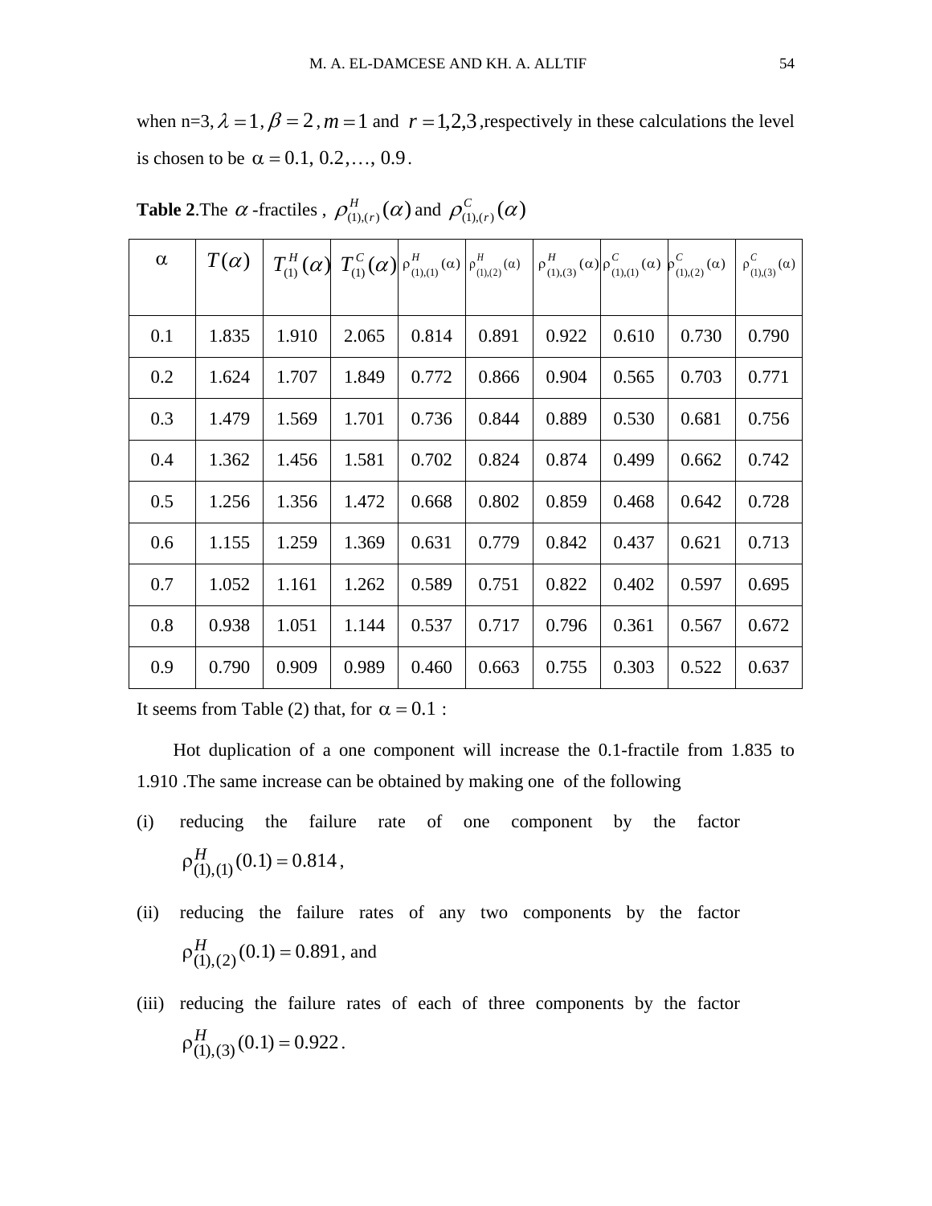when n=3, $\lambda = 1$, $\beta = 2$, $m = 1$ and $r = 1,2,3$ ,respectively in these calculations the level is chosen to be $\alpha = 0.1, 0.2, \ldots, 0.9$.

**Table 2**.The $\alpha$ -fractiles , $\rho^{H}_{(1),(r)}(\alpha)$ and $\rho^{C}_{(1),(r)}(\alpha)$

| $\alpha$ | $T(\alpha)$ | $T^{H}_{(1)}(\alpha)$ | $T^{C}_{(1)}(\alpha)$ | $\rho^{H}_{(1),(1)}(\alpha)$ | $\rho^{H}_{(1),(2)}(\alpha)$ | $\rho^{H}_{(1),(3)}(\alpha)$ | $\rho^{C}_{(1),(1)}(\alpha)$ | $\rho^{C}_{(1),(2)}(\alpha)$ | $\rho^{C}_{(1),(3)}(\alpha)$ |
|---|---|---|---|---|---|---|---|---|---|
| 0.1 | 1.835 | 1.910 | 2.065 | 0.814 | 0.891 | 0.922 | 0.610 | 0.730 | 0.790 |
| 0.2 | 1.624 | 1.707 | 1.849 | 0.772 | 0.866 | 0.904 | 0.565 | 0.703 | 0.771 |
| 0.3 | 1.479 | 1.569 | 1.701 | 0.736 | 0.844 | 0.889 | 0.530 | 0.681 | 0.756 |
| 0.4 | 1.362 | 1.456 | 1.581 | 0.702 | 0.824 | 0.874 | 0.499 | 0.662 | 0.742 |
| 0.5 | 1.256 | 1.356 | 1.472 | 0.668 | 0.802 | 0.859 | 0.468 | 0.642 | 0.728 |
| 0.6 | 1.155 | 1.259 | 1.369 | 0.631 | 0.779 | 0.842 | 0.437 | 0.621 | 0.713 |
| 0.7 | 1.052 | 1.161 | 1.262 | 0.589 | 0.751 | 0.822 | 0.402 | 0.597 | 0.695 |
| 0.8 | 0.938 | 1.051 | 1.144 | 0.537 | 0.717 | 0.796 | 0.361 | 0.567 | 0.672 |
| 0.9 | 0.790 | 0.909 | 0.989 | 0.460 | 0.663 | 0.755 | 0.303 | 0.522 | 0.637 |

It seems from Table (2) that, for $\alpha = 0.1$ :

Hot duplication of a one component will increase the 0.1-fractile from 1.835 to 1.910 .The same increase can be obtained by making one of the following

(i) reducing the failure rate of one component by the factor $\rho^{H}_{(1),(1)}(0.1) = 0.814$,

(ii) reducing the failure rates of any two components by the factor $\rho^{H}_{(1),(2)}(0.1) = 0.891$, and

(iii) reducing the failure rates of each of three components by the factor $\rho^{H}_{(1),(3)}(0.1) = 0.922$.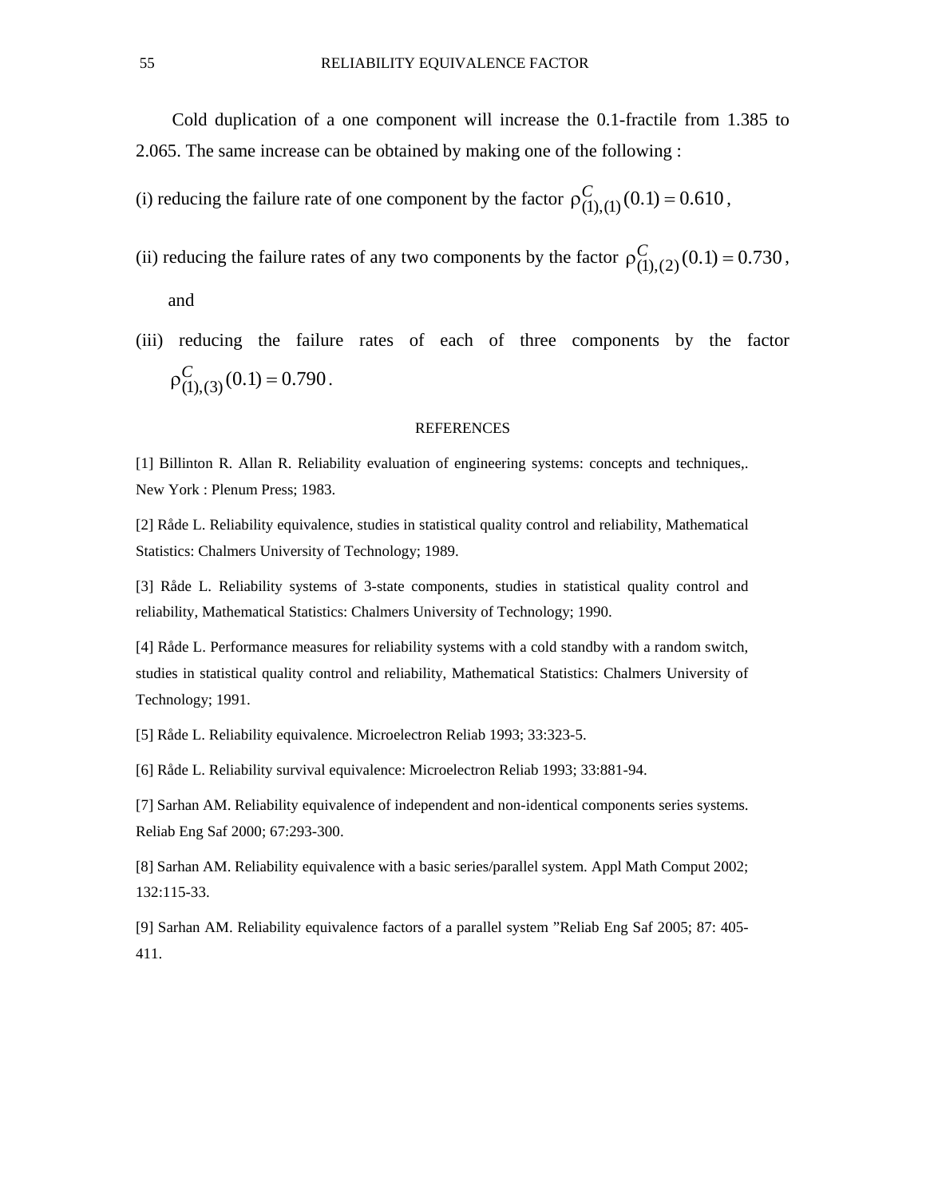Cold duplication of a one component will increase the 0.1-fractile from 1.385 to 2.065. The same increase can be obtained by making one of the following :

(i) reducing the failure rate of one component by the factor $\rho^{C}_{(1),(1)}(0.1) = 0.610$,

(ii) reducing the failure rates of any two components by the factor $\rho^{C}_{(1),(2)}(0.1) = 0.730$, and

(iii) reducing the failure rates of each of three components by the factor $\rho^{C}_{(1),(3)}(0.1) = 0.790$.

## REFERENCES

[1] Billinton R. Allan R. Reliability evaluation of engineering systems: concepts and techniques,. New York : Plenum Press; 1983.

[2] Råde L. Reliability equivalence, studies in statistical quality control and reliability, Mathematical Statistics: Chalmers University of Technology; 1989.

[3] Råde L. Reliability systems of 3-state components, studies in statistical quality control and reliability, Mathematical Statistics: Chalmers University of Technology; 1990.

[4] Råde L. Performance measures for reliability systems with a cold standby with a random switch, studies in statistical quality control and reliability, Mathematical Statistics: Chalmers University of Technology; 1991.

[5] Råde L. Reliability equivalence. Microelectron Reliab 1993; 33:323-5.

[6] Råde L. Reliability survival equivalence: Microelectron Reliab 1993; 33:881-94.

[7] Sarhan AM. Reliability equivalence of independent and non-identical components series systems. Reliab Eng Saf 2000; 67:293-300.

[8] Sarhan AM. Reliability equivalence with a basic series/parallel system. Appl Math Comput 2002; 132:115-33.

[9] Sarhan AM. Reliability equivalence factors of a parallel system "Reliab Eng Saf 2005; 87: 405-411.